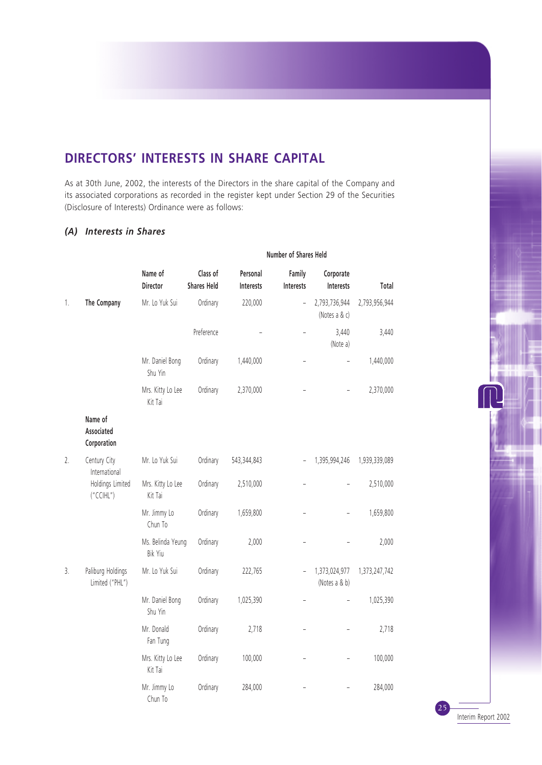## DIRECTORS' INTERESTS IN SHARE CAPITAL

As at 30th June, 2002, the interests of the Directors in the share capital of the Company and its associated corporations as recorded in the register kept under Section 29 of the Securities (Disclosure of Interests) Ordinance were as follows:

### *(A) Interests in Shares*

| | | | | Number of Shares Held | | | |
|---|---|---|---|---|---|---|---|
| | | Name of Director | Class of Shares Held | Personal Interests | Family Interests | Corporate Interests | Total |
| 1. | **The Company** | Mr. Lo Yuk Sui | Ordinary | 220,000 | – | 2,793,736,944 (Notes a & c) | 2,793,956,944 |
| | | | Preference | – | – | 3,440 (Note a) | 3,440 |
| | | Mr. Daniel Bong Shu Yin | Ordinary | 1,440,000 | – | – | 1,440,000 |
| | | Mrs. Kitty Lo Lee Kit Tai | Ordinary | 2,370,000 | – | – | 2,370,000 |
| | **Name of Associated Corporation** | | | | | | |
| 2. | Century City International Holdings Limited ("CCIHL") | Mr. Lo Yuk Sui | Ordinary | 543,344,843 | – | 1,395,994,246 | 1,939,339,089 |
| | | Mrs. Kitty Lo Lee Kit Tai | Ordinary | 2,510,000 | – | – | 2,510,000 |
| | | Mr. Jimmy Lo Chun To | Ordinary | 1,659,800 | – | – | 1,659,800 |
| | | Ms. Belinda Yeung Bik Yiu | Ordinary | 2,000 | – | – | 2,000 |
| 3. | Paliburg Holdings Limited ("PHL") | Mr. Lo Yuk Sui | Ordinary | 222,765 | – | 1,373,024,977 (Notes a & b) | 1,373,247,742 |
| | | Mr. Daniel Bong Shu Yin | Ordinary | 1,025,390 | – | – | 1,025,390 |
| | | Mr. Donald Fan Tung | Ordinary | 2,718 | – | – | 2,718 |
| | | Mrs. Kitty Lo Lee Kit Tai | Ordinary | 100,000 | – | – | 100,000 |
| | | Mr. Jimmy Lo Chun To | Ordinary | 284,000 | – | – | 284,000 |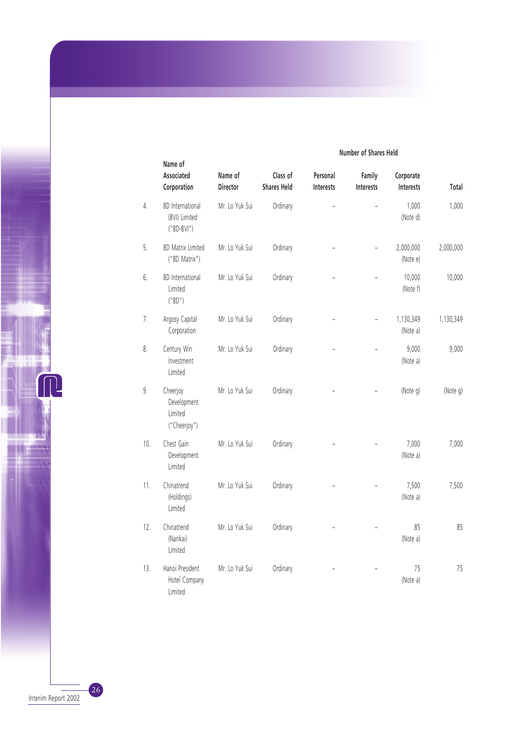| | Name of Associated Corporation | Name of Director | Class of Shares Held | Number of Shares Held | | | |
|---|---|---|---|---|---|---|---|
| | | | | Personal Interests | Family Interests | Corporate Interests | Total |
| 4. | 8D International (BVI) Limited ("8D-BVI") | Mr. Lo Yuk Sui | Ordinary | – | – | 1,000 (Note d) | 1,000 |
| 5. | 8D Matrix Limited ("8D Matrix") | Mr. Lo Yuk Sui | Ordinary | – | – | 2,000,000 (Note e) | 2,000,000 |
| 6. | 8D International Limited ("8D") | Mr. Lo Yuk Sui | Ordinary | – | – | 10,000 (Note f) | 10,000 |
| 7. | Argosy Capital Corporation | Mr. Lo Yuk Sui | Ordinary | – | – | 1,130,349 (Note a) | 1,130,349 |
| 8. | Century Win Investment Limited | Mr. Lo Yuk Sui | Ordinary | – | – | 9,000 (Note a) | 9,000 |
| 9. | Cheerjoy Development Limited ("Cheerjoy") | Mr. Lo Yuk Sui | Ordinary | – | – | (Note g) | (Note g) |
| 10. | Chest Gain Development Limited | Mr. Lo Yuk Sui | Ordinary | – | – | 7,000 (Note a) | 7,000 |
| 11. | Chinatrend (Holdings) Limited | Mr. Lo Yuk Sui | Ordinary | – | – | 7,500 (Note a) | 7,500 |
| 12. | Chinatrend (Nankai) Limited | Mr. Lo Yuk Sui | Ordinary | – | – | 85 (Note a) | 85 |
| 13. | Hanoi President Hotel Company Limited | Mr. Lo Yuk Sui | Ordinary | – | – | 75 (Note a) | 75 |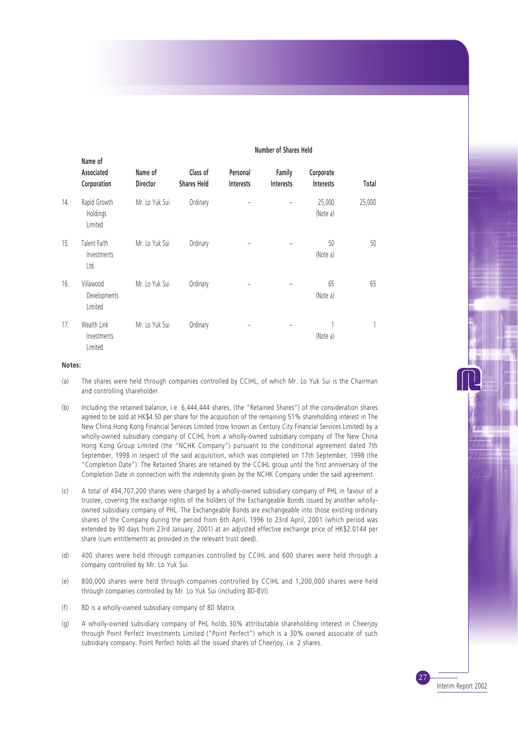| | Name of Associated Corporation | Name of Director | Class of Shares Held | Number of Shares Held | | | |
|---|---|---|---|---|---|---|---|
| | | | | Personal Interests | Family Interests | Corporate Interests | Total |
| 14. | Rapid Growth Holdings Limited | Mr. Lo Yuk Sui | Ordinary | – | – | 25,000 (Note a) | 25,000 |
| 15. | Talent Faith Investments Ltd. | Mr. Lo Yuk Sui | Ordinary | – | – | 50 (Note a) | 50 |
| 16. | Villawood Developments Limited | Mr. Lo Yuk Sui | Ordinary | – | – | 65 (Note a) | 65 |
| 17. | Wealth Link Investments Limited | Mr. Lo Yuk Sui | Ordinary | – | – | 1 (Note a) | 1 |

**Notes:**

(a) The shares were held through companies controlled by CCIHL, of which Mr. Lo Yuk Sui is the Chairman and controlling shareholder.

(b) Including the retained balance, i.e. 6,444,444 shares, (the "Retained Shares") of the consideration shares agreed to be sold at HK$4.50 per share for the acquisition of the remaining 51% shareholding interest in The New China Hong Kong Financial Services Limited (now known as Century City Financial Services Limited) by a wholly-owned subsidiary company of CCIHL from a wholly-owned subsidiary company of The New China Hong Kong Group Limited (the "NCHK Company") pursuant to the conditional agreement dated 7th September, 1998 in respect of the said acquisition, which was completed on 17th September, 1998 (the "Completion Date"). The Retained Shares are retained by the CCIHL group until the first anniversary of the Completion Date in connection with the indemnity given by the NCHK Company under the said agreement.

(c) A total of 494,707,200 shares were charged by a wholly-owned subsidiary company of PHL in favour of a trustee, covering the exchange rights of the holders of the Exchangeable Bonds issued by another wholly-owned subsidiary company of PHL. The Exchangeable Bonds are exchangeable into those existing ordinary shares of the Company during the period from 6th April, 1996 to 23rd April, 2001 (which period was extended by 90 days from 23rd January, 2001) at an adjusted effective exchange price of HK$2.0144 per share (cum entitlements as provided in the relevant trust deed).

(d) 400 shares were held through companies controlled by CCIHL and 600 shares were held through a company controlled by Mr. Lo Yuk Sui.

(e) 800,000 shares were held through companies controlled by CCIHL and 1,200,000 shares were held through companies controlled by Mr. Lo Yuk Sui (including 8D-BVI).

(f) 8D is a wholly-owned subsidiary company of 8D Matrix.

(g) A wholly-owned subsidiary company of PHL holds 30% attributable shareholding interest in Cheerjoy through Point Perfect Investments Limited ("Point Perfect") which is a 30% owned associate of such subsidiary company. Point Perfect holds all the issued shares of Cheerjoy, i.e. 2 shares.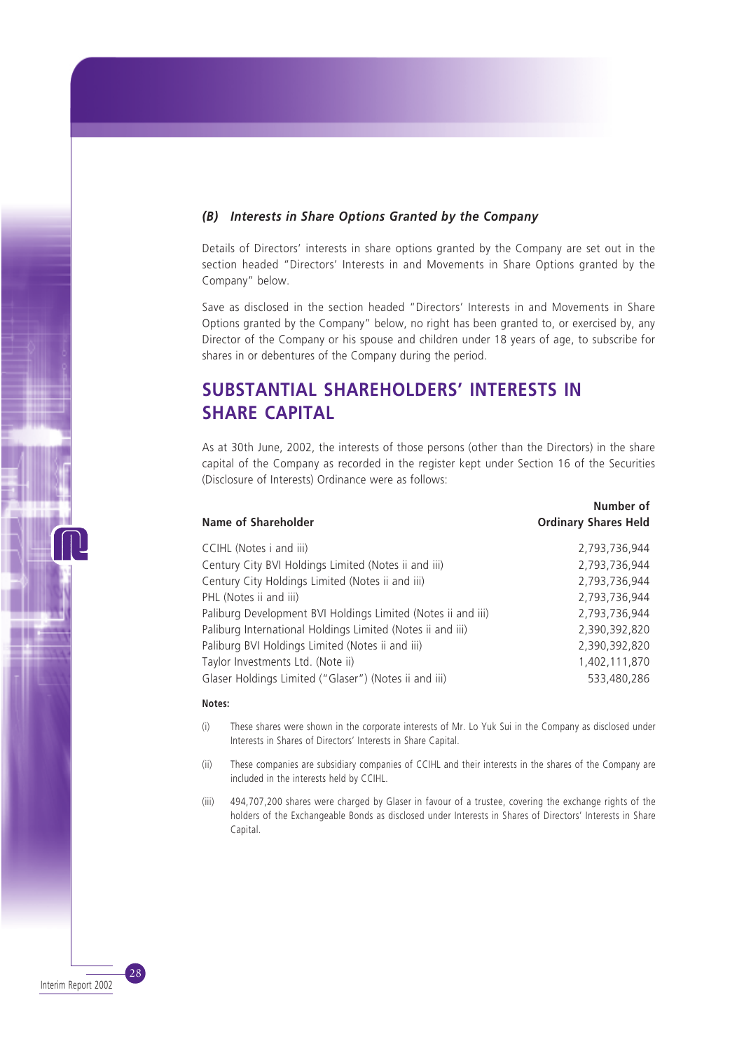### *(B) Interests in Share Options Granted by the Company*

Details of Directors' interests in share options granted by the Company are set out in the section headed "Directors' Interests in and Movements in Share Options granted by the Company" below.

Save as disclosed in the section headed "Directors' Interests in and Movements in Share Options granted by the Company" below, no right has been granted to, or exercised by, any Director of the Company or his spouse and children under 18 years of age, to subscribe for shares in or debentures of the Company during the period.

## SUBSTANTIAL SHAREHOLDERS' INTERESTS IN SHARE CAPITAL

As at 30th June, 2002, the interests of those persons (other than the Directors) in the share capital of the Company as recorded in the register kept under Section 16 of the Securities (Disclosure of Interests) Ordinance were as follows:

| Name of Shareholder | Number of Ordinary Shares Held |
|---|---:|
| CCIHL (Notes i and iii) | 2,793,736,944 |
| Century City BVI Holdings Limited (Notes ii and iii) | 2,793,736,944 |
| Century City Holdings Limited (Notes ii and iii) | 2,793,736,944 |
| PHL (Notes ii and iii) | 2,793,736,944 |
| Paliburg Development BVI Holdings Limited (Notes ii and iii) | 2,793,736,944 |
| Paliburg International Holdings Limited (Notes ii and iii) | 2,390,392,820 |
| Paliburg BVI Holdings Limited (Notes ii and iii) | 2,390,392,820 |
| Taylor Investments Ltd. (Note ii) | 1,402,111,870 |
| Glaser Holdings Limited ("Glaser") (Notes ii and iii) | 533,480,286 |

**Notes:**

(i) These shares were shown in the corporate interests of Mr. Lo Yuk Sui in the Company as disclosed under Interests in Shares of Directors' Interests in Share Capital.

(ii) These companies are subsidiary companies of CCIHL and their interests in the shares of the Company are included in the interests held by CCIHL.

(iii) 494,707,200 shares were charged by Glaser in favour of a trustee, covering the exchange rights of the holders of the Exchangeable Bonds as disclosed under Interests in Shares of Directors' Interests in Share Capital.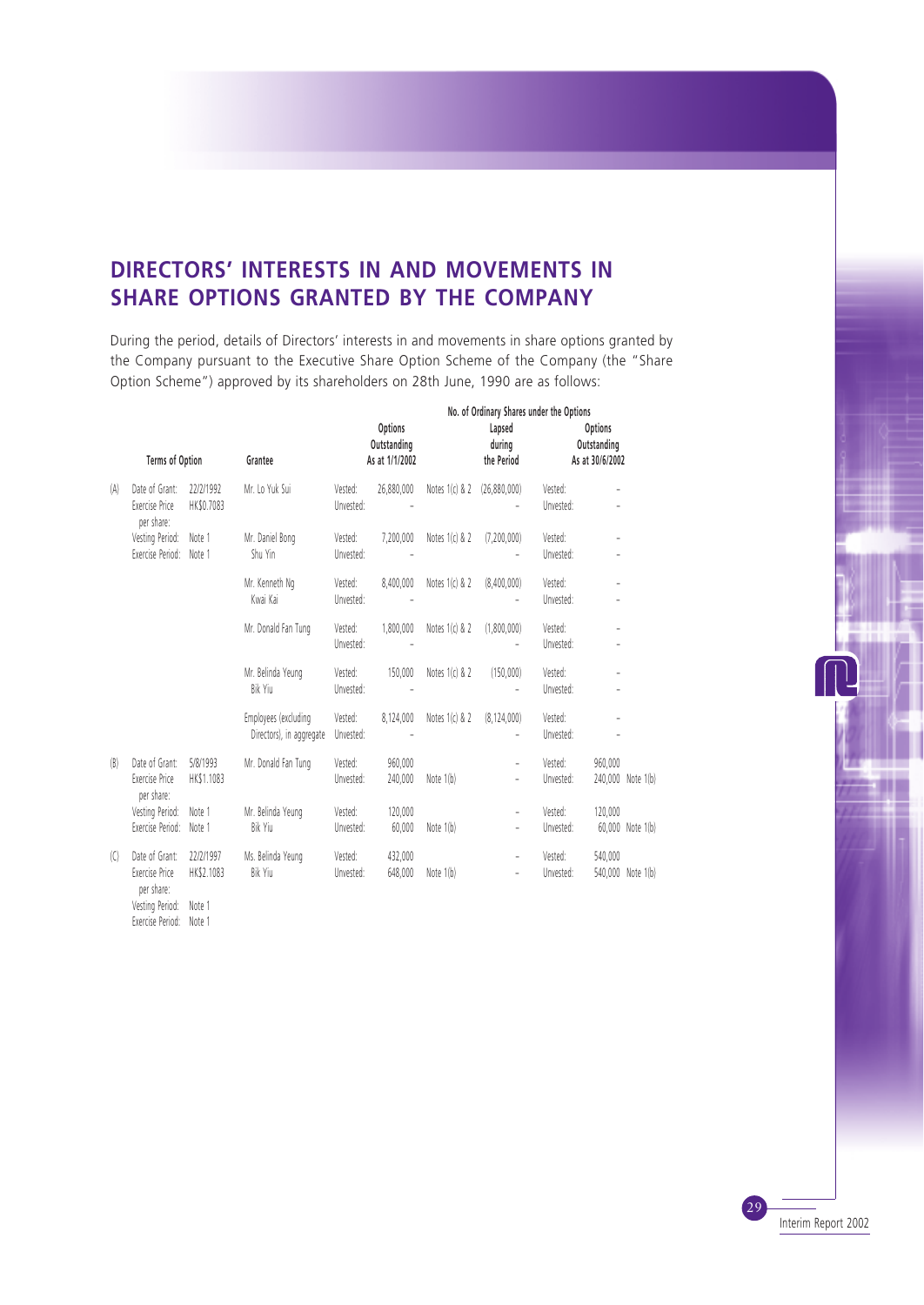## DIRECTORS' INTERESTS IN AND MOVEMENTS IN SHARE OPTIONS GRANTED BY THE COMPANY

During the period, details of Directors' interests in and movements in share options granted by the Company pursuant to the Executive Share Option Scheme of the Company (the "Share Option Scheme") approved by its shareholders on 28th June, 1990 are as follows:

| | Terms of Option | | Grantee | No. of Ordinary Shares under the Options | | | | | | |
|---|---|---|---|---|---|---|---|---|---|---|
| | | | | | Options Outstanding As at 1/1/2002 | | Lapsed during the Period | | Options Outstanding As at 30/6/2002 | |
| (A) | Date of Grant: | 22/2/1992 | Mr. Lo Yuk Sui | Vested: | 26,880,000 | Notes 1(c) & 2 | (26,880,000) | Vested: | – | |
| | Exercise Price per share: | HK$0.7083 | | Unvested: | – | | – | Unvested: | – | |
| | Vesting Period: | Note 1 | Mr. Daniel Bong Shu Yin | Vested: | 7,200,000 | Notes 1(c) & 2 | (7,200,000) | Vested: | – | |
| | Exercise Period: | Note 1 | | Unvested: | – | | – | Unvested: | – | |
| | | | Mr. Kenneth Ng Kwai Kai | Vested: | 8,400,000 | Notes 1(c) & 2 | (8,400,000) | Vested: | – | |
| | | | | Unvested: | – | | – | Unvested: | – | |
| | | | Mr. Donald Fan Tung | Vested: | 1,800,000 | Notes 1(c) & 2 | (1,800,000) | Vested: | – | |
| | | | | Unvested: | – | | – | Unvested: | – | |
| | | | Mr. Belinda Yeung Bik Yiu | Vested: | 150,000 | Notes 1(c) & 2 | (150,000) | Vested: | – | |
| | | | | Unvested: | – | | – | Unvested: | – | |
| | | | Employees (excluding Directors), in aggregate | Vested: | 8,124,000 | Notes 1(c) & 2 | (8,124,000) | Vested: | – | |
| | | | | Unvested: | – | | – | Unvested: | – | |
| (B) | Date of Grant: | 5/8/1993 | Mr. Donald Fan Tung | Vested: | 960,000 | | – | Vested: | 960,000 | |
| | Exercise Price per share: | HK$1.1083 | | Unvested: | 240,000 | Note 1(b) | – | Unvested: | 240,000 | Note 1(b) |
| | Vesting Period: | Note 1 | Mr. Belinda Yeung Bik Yiu | Vested: | 120,000 | | – | Vested: | 120,000 | |
| | Exercise Period: | Note 1 | | Unvested: | 60,000 | Note 1(b) | – | Unvested: | 60,000 | Note 1(b) |
| (C) | Date of Grant: | 22/2/1997 | Ms. Belinda Yeung Bik Yiu | Vested: | 432,000 | | – | Vested: | 540,000 | |
| | Exercise Price per share: | HK$2.1083 | | Unvested: | 648,000 | Note 1(b) | – | Unvested: | 540,000 | Note 1(b) |
| | Vesting Period: | Note 1 | | | | | | | | |
| | Exercise Period: | Note 1 | | | | | | | | |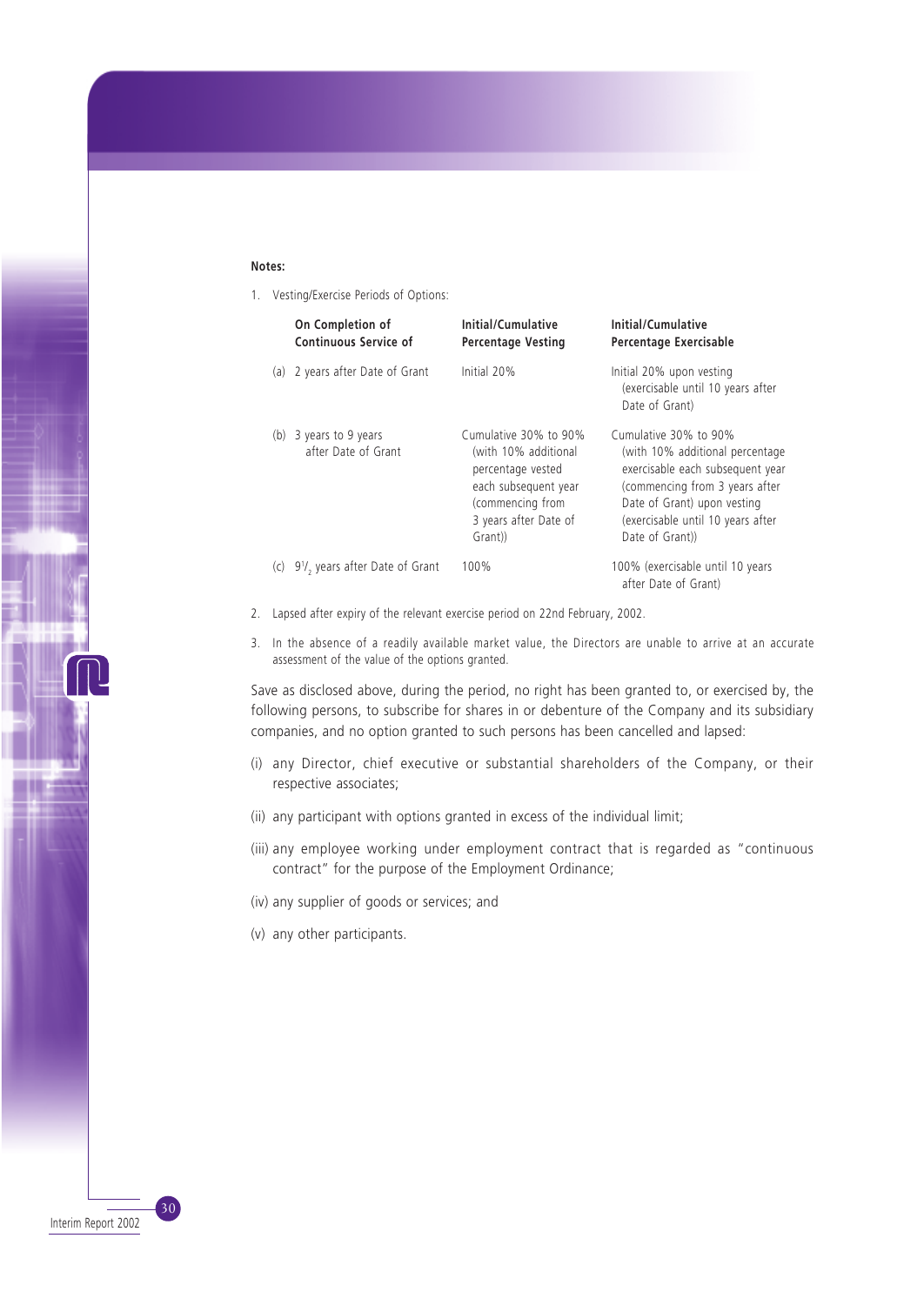**Notes:**

1. Vesting/Exercise Periods of Options:

| | On Completion of Continuous Service of | Initial/Cumulative Percentage Vesting | Initial/Cumulative Percentage Exercisable |
|---|---|---|---|
| (a) | 2 years after Date of Grant | Initial 20% | Initial 20% upon vesting (exercisable until 10 years after Date of Grant) |
| (b) | 3 years to 9 years after Date of Grant | Cumulative 30% to 90% (with 10% additional percentage vested each subsequent year (commencing from 3 years after Date of Grant)) | Cumulative 30% to 90% (with 10% additional percentage exercisable each subsequent year (commencing from 3 years after Date of Grant) upon vesting (exercisable until 10 years after Date of Grant)) |
| (c) | $9^1/_2$ years after Date of Grant | 100% | 100% (exercisable until 10 years after Date of Grant) |

2. Lapsed after expiry of the relevant exercise period on 22nd February, 2002.

3. In the absence of a readily available market value, the Directors are unable to arrive at an accurate assessment of the value of the options granted.

Save as disclosed above, during the period, no right has been granted to, or exercised by, the following persons, to subscribe for shares in or debenture of the Company and its subsidiary companies, and no option granted to such persons has been cancelled and lapsed:

(i) any Director, chief executive or substantial shareholders of the Company, or their respective associates;

(ii) any participant with options granted in excess of the individual limit;

(iii) any employee working under employment contract that is regarded as "continuous contract" for the purpose of the Employment Ordinance;

(iv) any supplier of goods or services; and

(v) any other participants.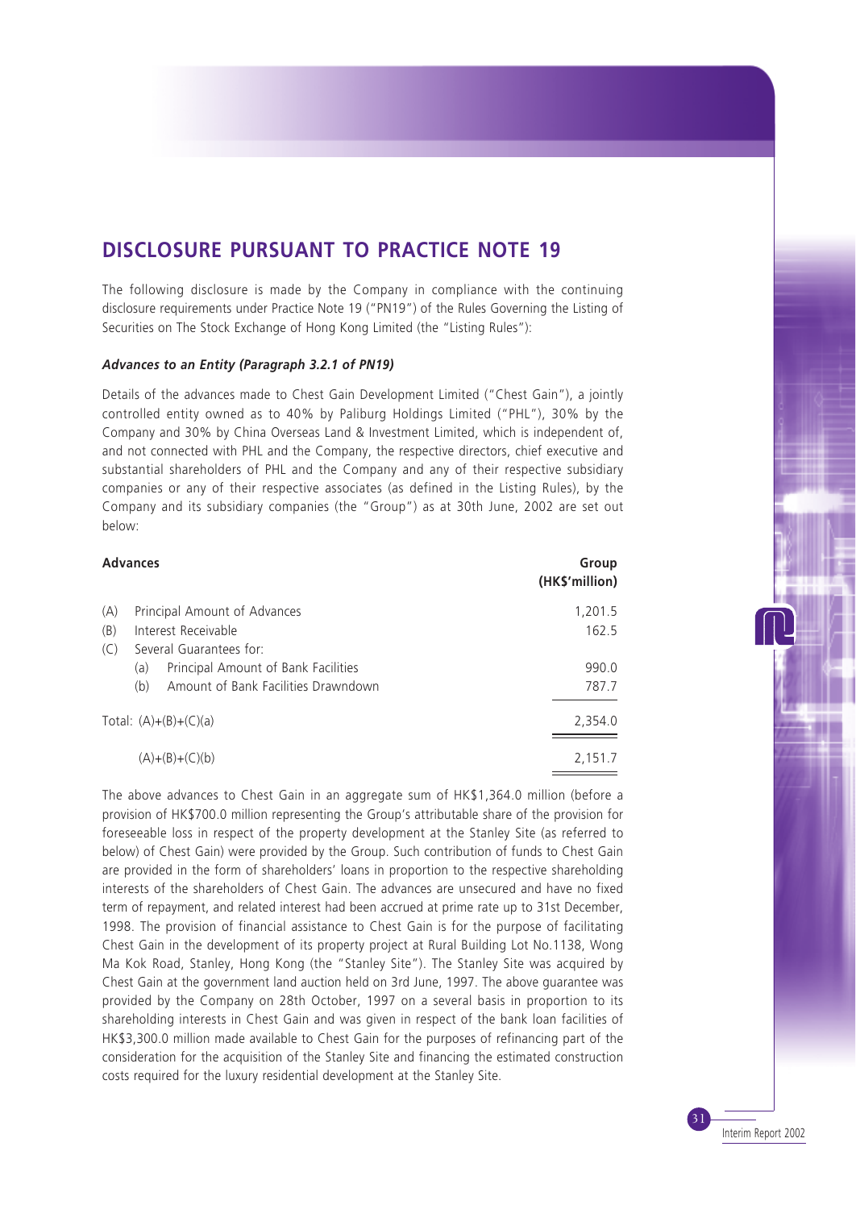# DISCLOSURE PURSUANT TO PRACTICE NOTE 19

The following disclosure is made by the Company in compliance with the continuing disclosure requirements under Practice Note 19 ("PN19") of the Rules Governing the Listing of Securities on The Stock Exchange of Hong Kong Limited (the "Listing Rules"):

***Advances to an Entity (Paragraph 3.2.1 of PN19)***

Details of the advances made to Chest Gain Development Limited ("Chest Gain"), a jointly controlled entity owned as to 40% by Paliburg Holdings Limited ("PHL"), 30% by the Company and 30% by China Overseas Land & Investment Limited, which is independent of, and not connected with PHL and the Company, the respective directors, chief executive and substantial shareholders of PHL and the Company and any of their respective subsidiary companies or any of their respective associates (as defined in the Listing Rules), by the Company and its subsidiary companies (the "Group") as at 30th June, 2002 are set out below:

| **Advances** | **Group (HK$'million)** |
|---|---|
| (A) Principal Amount of Advances | 1,201.5 |
| (B) Interest Receivable | 162.5 |
| (C) Several Guarantees for: | |
| (a) Principal Amount of Bank Facilities | 990.0 |
| (b) Amount of Bank Facilities Drawndown | 787.7 |
| Total: (A)+(B)+(C)(a) | 2,354.0 |
| (A)+(B)+(C)(b) | 2,151.7 |

The above advances to Chest Gain in an aggregate sum of HK$1,364.0 million (before a provision of HK$700.0 million representing the Group's attributable share of the provision for foreseeable loss in respect of the property development at the Stanley Site (as referred to below) of Chest Gain) were provided by the Group. Such contribution of funds to Chest Gain are provided in the form of shareholders' loans in proportion to the respective shareholding interests of the shareholders of Chest Gain. The advances are unsecured and have no fixed term of repayment, and related interest had been accrued at prime rate up to 31st December, 1998. The provision of financial assistance to Chest Gain is for the purpose of facilitating Chest Gain in the development of its property project at Rural Building Lot No.1138, Wong Ma Kok Road, Stanley, Hong Kong (the "Stanley Site"). The Stanley Site was acquired by Chest Gain at the government land auction held on 3rd June, 1997. The above guarantee was provided by the Company on 28th October, 1997 on a several basis in proportion to its shareholding interests in Chest Gain and was given in respect of the bank loan facilities of HK$3,300.0 million made available to Chest Gain for the purposes of refinancing part of the consideration for the acquisition of the Stanley Site and financing the estimated construction costs required for the luxury residential development at the Stanley Site.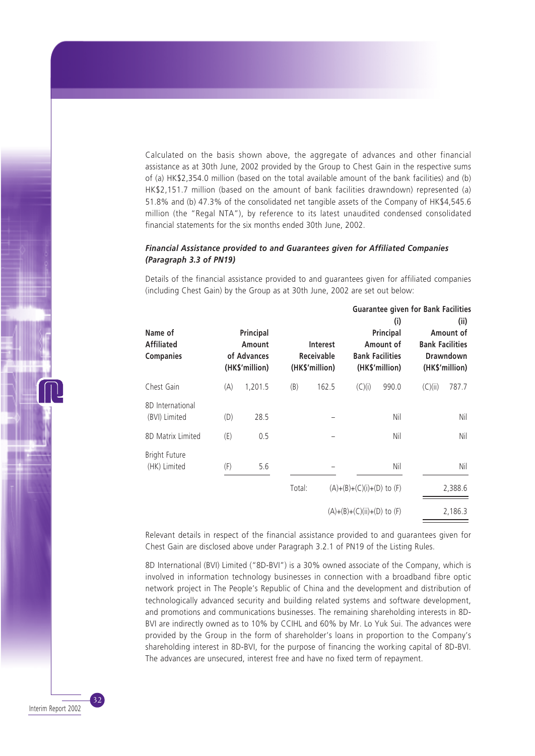Calculated on the basis shown above, the aggregate of advances and other financial assistance as at 30th June, 2002 provided by the Group to Chest Gain in the respective sums of (a) HK$2,354.0 million (based on the total available amount of the bank facilities) and (b) HK$2,151.7 million (based on the amount of bank facilities drawndown) represented (a) 51.8% and (b) 47.3% of the consolidated net tangible assets of the Company of HK$4,545.6 million (the "Regal NTA"), by reference to its latest unaudited condensed consolidated financial statements for the six months ended 30th June, 2002.

***Financial Assistance provided to and Guarantees given for Affiliated Companies (Paragraph 3.3 of PN19)***

Details of the financial assistance provided to and guarantees given for affiliated companies (including Chest Gain) by the Group as at 30th June, 2002 are set out below:

| Name of Affiliated Companies | | Principal Amount of Advances (HK$'million) | | Interest Receivable (HK$'million) | Guarantee given for Bank Facilities | (i) Principal Amount of Bank Facilities (HK$'million) | | (ii) Amount of Bank Facilities Drawndown (HK$'million) |
|---|---|---|---|---|---|---|---|---|
| Chest Gain | (A) | 1,201.5 | (B) | 162.5 | (C)(i) | 990.0 | (C)(ii) | 787.7 |
| 8D International (BVI) Limited | (D) | 28.5 | | – | | Nil | | Nil |
| 8D Matrix Limited | (E) | 0.5 | | – | | Nil | | Nil |
| Bright Future (HK) Limited | (F) | 5.6 | | – | | Nil | | Nil |
| | | | Total: | (A)+(B)+(C)(i)+(D) to (F) | | | | 2,388.6 |
| | | | | (A)+(B)+(C)(ii)+(D) to (F) | | | | 2,186.3 |

Relevant details in respect of the financial assistance provided to and guarantees given for Chest Gain are disclosed above under Paragraph 3.2.1 of PN19 of the Listing Rules.

8D International (BVI) Limited ("8D-BVI") is a 30% owned associate of the Company, which is involved in information technology businesses in connection with a broadband fibre optic network project in The People's Republic of China and the development and distribution of technologically advanced security and building related systems and software development, and promotions and communications businesses. The remaining shareholding interests in 8D-BVI are indirectly owned as to 10% by CCIHL and 60% by Mr. Lo Yuk Sui. The advances were provided by the Group in the form of shareholder's loans in proportion to the Company's shareholding interest in 8D-BVI, for the purpose of financing the working capital of 8D-BVI. The advances are unsecured, interest free and have no fixed term of repayment.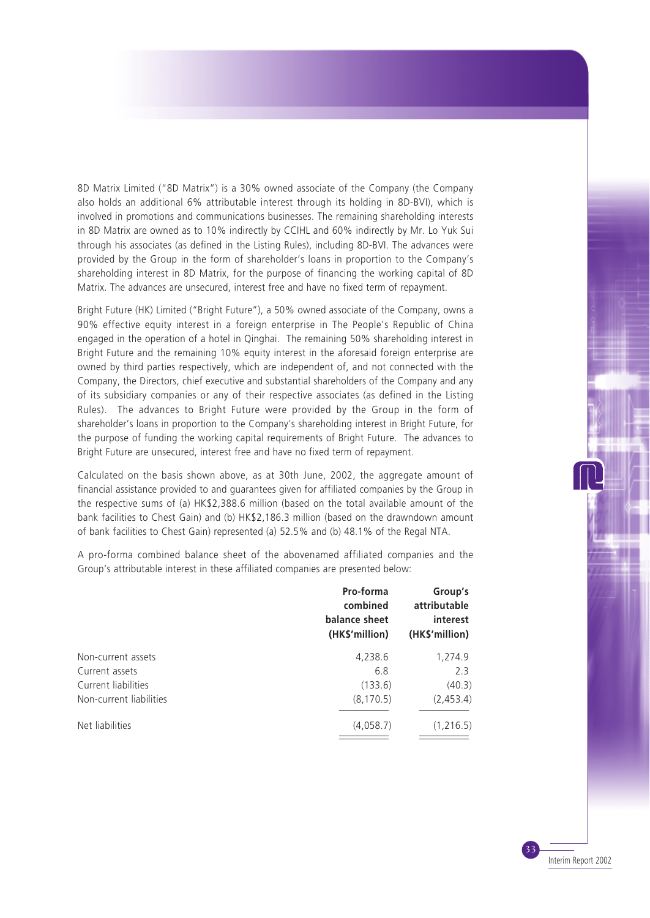8D Matrix Limited ("8D Matrix") is a 30% owned associate of the Company (the Company also holds an additional 6% attributable interest through its holding in 8D-BVI), which is involved in promotions and communications businesses. The remaining shareholding interests in 8D Matrix are owned as to 10% indirectly by CCIHL and 60% indirectly by Mr. Lo Yuk Sui through his associates (as defined in the Listing Rules), including 8D-BVI. The advances were provided by the Group in the form of shareholder's loans in proportion to the Company's shareholding interest in 8D Matrix, for the purpose of financing the working capital of 8D Matrix. The advances are unsecured, interest free and have no fixed term of repayment.

Bright Future (HK) Limited ("Bright Future"), a 50% owned associate of the Company, owns a 90% effective equity interest in a foreign enterprise in The People's Republic of China engaged in the operation of a hotel in Qinghai. The remaining 50% shareholding interest in Bright Future and the remaining 10% equity interest in the aforesaid foreign enterprise are owned by third parties respectively, which are independent of, and not connected with the Company, the Directors, chief executive and substantial shareholders of the Company and any of its subsidiary companies or any of their respective associates (as defined in the Listing Rules). The advances to Bright Future were provided by the Group in the form of shareholder's loans in proportion to the Company's shareholding interest in Bright Future, for the purpose of funding the working capital requirements of Bright Future. The advances to Bright Future are unsecured, interest free and have no fixed term of repayment.

Calculated on the basis shown above, as at 30th June, 2002, the aggregate amount of financial assistance provided to and guarantees given for affiliated companies by the Group in the respective sums of (a) HK$2,388.6 million (based on the total available amount of the bank facilities to Chest Gain) and (b) HK$2,186.3 million (based on the drawndown amount of bank facilities to Chest Gain) represented (a) 52.5% and (b) 48.1% of the Regal NTA.

A pro-forma combined balance sheet of the abovenamed affiliated companies and the Group's attributable interest in these affiliated companies are presented below:

| | Pro-forma combined balance sheet (HK$'million) | Group's attributable interest (HK$'million) |
|---|---|---|
| Non-current assets | 4,238.6 | 1,274.9 |
| Current assets | 6.8 | 2.3 |
| Current liabilities | (133.6) | (40.3) |
| Non-current liabilities | (8,170.5) | (2,453.4) |
| Net liabilities | (4,058.7) | (1,216.5) |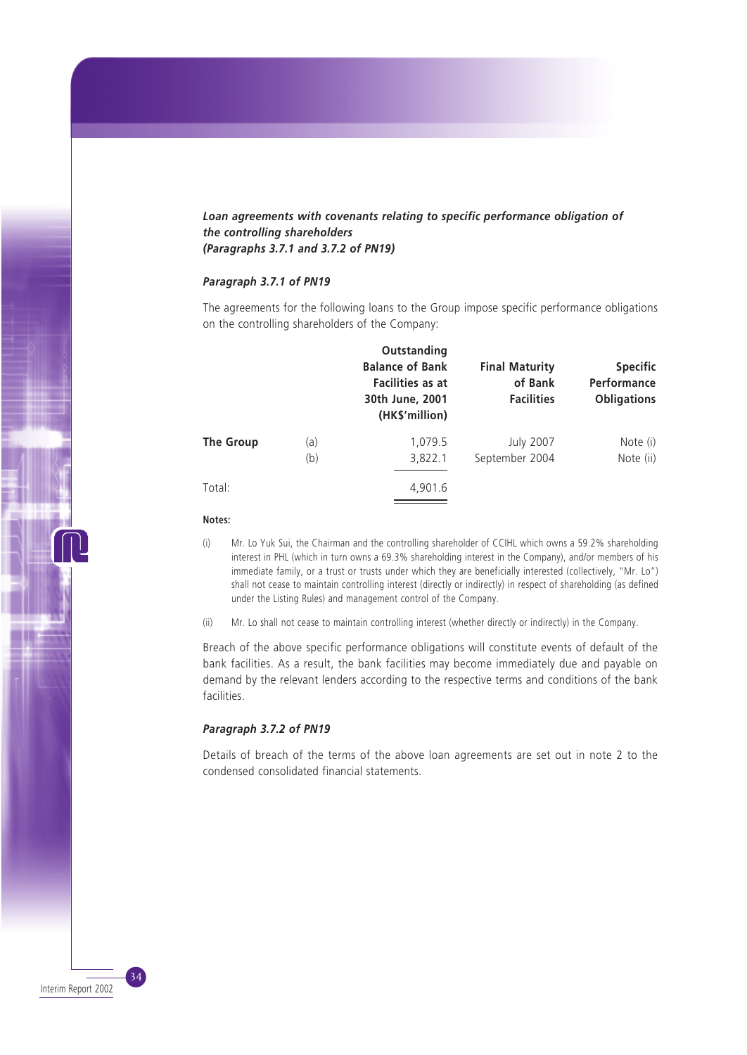***Loan agreements with covenants relating to specific performance obligation of the controlling shareholders***
***(Paragraphs 3.7.1 and 3.7.2 of PN19)***

***Paragraph 3.7.1 of PN19***

The agreements for the following loans to the Group impose specific performance obligations on the controlling shareholders of the Company:

| | | Outstanding Balance of Bank Facilities as at 30th June, 2001 (HK$'million) | Final Maturity of Bank Facilities | Specific Performance Obligations |
|---|---|---|---|---|
| **The Group** | (a) | 1,079.5 | July 2007 | Note (i) |
| | (b) | 3,822.1 | September 2004 | Note (ii) |
| Total: | | 4,901.6 | | |

**Notes:**

(i) Mr. Lo Yuk Sui, the Chairman and the controlling shareholder of CCIHL which owns a 59.2% shareholding interest in PHL (which in turn owns a 69.3% shareholding interest in the Company), and/or members of his immediate family, or a trust or trusts under which they are beneficially interested (collectively, "Mr. Lo") shall not cease to maintain controlling interest (directly or indirectly) in respect of shareholding (as defined under the Listing Rules) and management control of the Company.

(ii) Mr. Lo shall not cease to maintain controlling interest (whether directly or indirectly) in the Company.

Breach of the above specific performance obligations will constitute events of default of the bank facilities. As a result, the bank facilities may become immediately due and payable on demand by the relevant lenders according to the respective terms and conditions of the bank facilities.

***Paragraph 3.7.2 of PN19***

Details of breach of the terms of the above loan agreements are set out in note 2 to the condensed consolidated financial statements.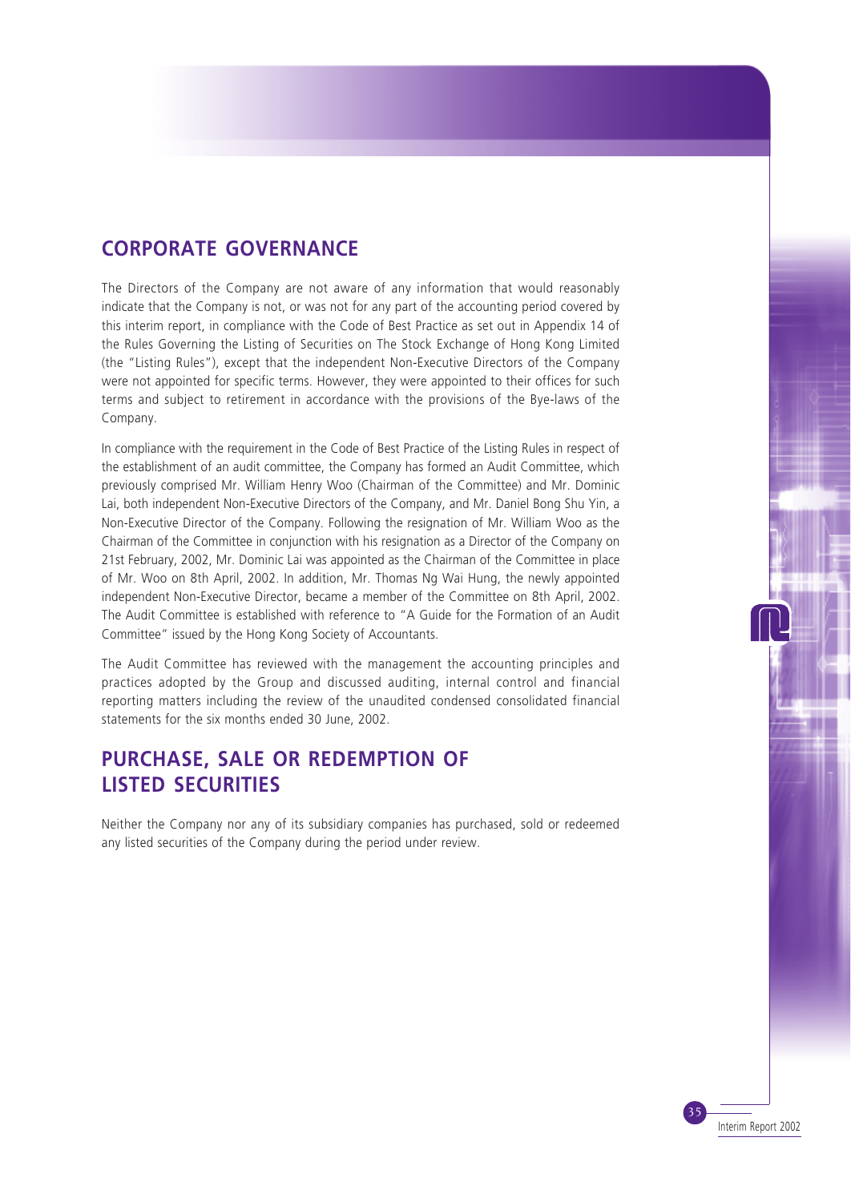## CORPORATE GOVERNANCE

The Directors of the Company are not aware of any information that would reasonably indicate that the Company is not, or was not for any part of the accounting period covered by this interim report, in compliance with the Code of Best Practice as set out in Appendix 14 of the Rules Governing the Listing of Securities on The Stock Exchange of Hong Kong Limited (the "Listing Rules"), except that the independent Non-Executive Directors of the Company were not appointed for specific terms. However, they were appointed to their offices for such terms and subject to retirement in accordance with the provisions of the Bye-laws of the Company.

In compliance with the requirement in the Code of Best Practice of the Listing Rules in respect of the establishment of an audit committee, the Company has formed an Audit Committee, which previously comprised Mr. William Henry Woo (Chairman of the Committee) and Mr. Dominic Lai, both independent Non-Executive Directors of the Company, and Mr. Daniel Bong Shu Yin, a Non-Executive Director of the Company. Following the resignation of Mr. William Woo as the Chairman of the Committee in conjunction with his resignation as a Director of the Company on 21st February, 2002, Mr. Dominic Lai was appointed as the Chairman of the Committee in place of Mr. Woo on 8th April, 2002. In addition, Mr. Thomas Ng Wai Hung, the newly appointed independent Non-Executive Director, became a member of the Committee on 8th April, 2002. The Audit Committee is established with reference to "A Guide for the Formation of an Audit Committee" issued by the Hong Kong Society of Accountants.

The Audit Committee has reviewed with the management the accounting principles and practices adopted by the Group and discussed auditing, internal control and financial reporting matters including the review of the unaudited condensed consolidated financial statements for the six months ended 30 June, 2002.

## PURCHASE, SALE OR REDEMPTION OF LISTED SECURITIES

Neither the Company nor any of its subsidiary companies has purchased, sold or redeemed any listed securities of the Company during the period under review.